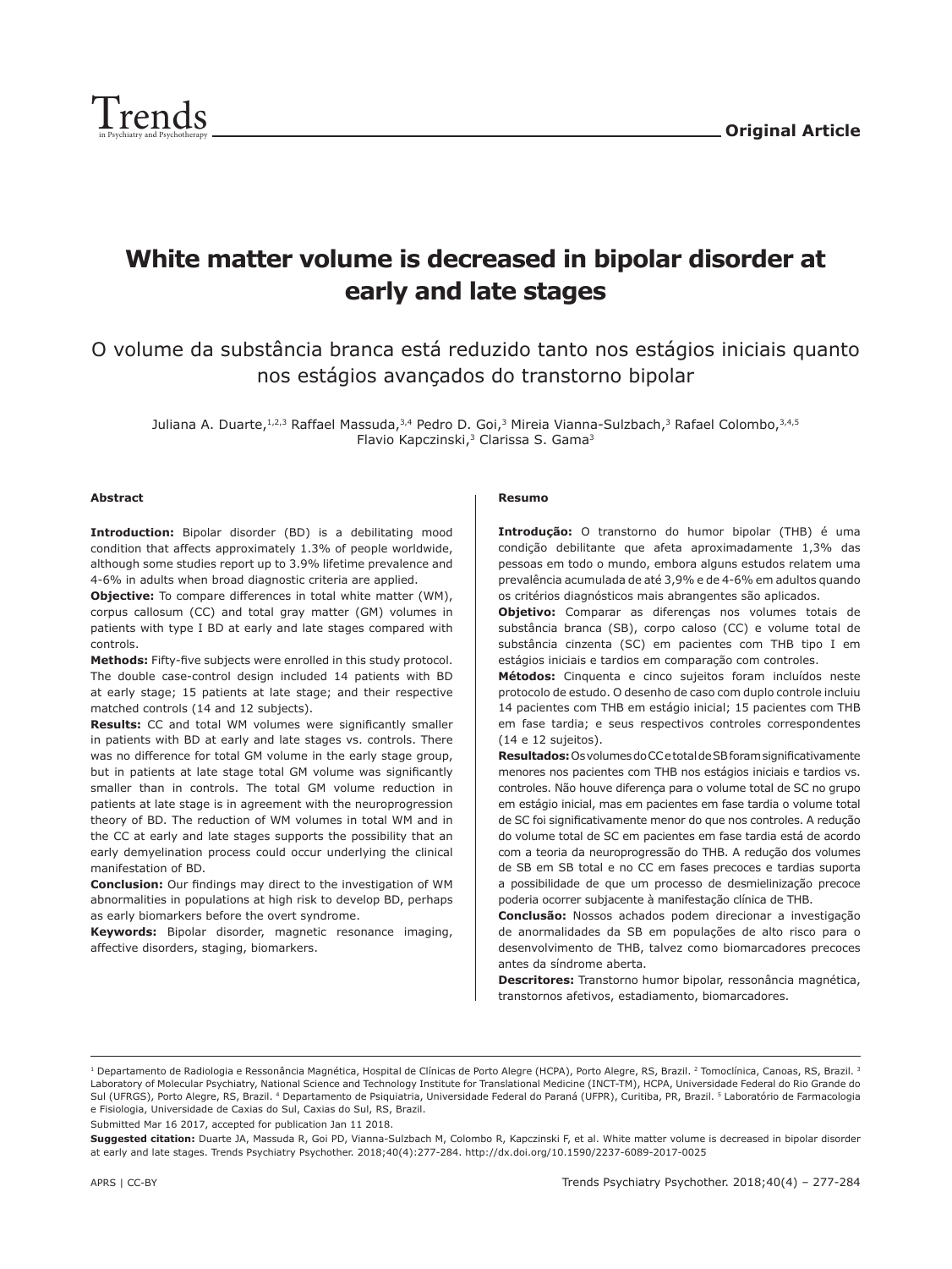Original Article

# White matter volume is decreased in bipolar disorder at early and late stages

## O volume da substância branca está reduzido tanto nos estágios iniciais quanto nos estágios avançados do transtorno bipolar

Juliana A. Duarte,[1,2,3] Raffael Massuda,[3,4] Pedro D. Goi,[3] Mireia Vianna-Sulzbach,[3] Rafael Colombo,[3,4,5] Flavio Kapczinski,[3] Clarissa S. Gama[3]

### Abstract

**Introduction:** Bipolar disorder (BD) is a debilitating mood condition that affects approximately 1.3% of people worldwide, although some studies report up to 3.9% lifetime prevalence and 4-6% in adults when broad diagnostic criteria are applied.

**Objective:** To compare differences in total white matter (WM), corpus callosum (CC) and total gray matter (GM) volumes in patients with type I BD at early and late stages compared with controls.

**Methods:** Fifty-five subjects were enrolled in this study protocol. The double case-control design included 14 patients with BD at early stage; 15 patients at late stage; and their respective matched controls (14 and 12 subjects).

**Results:** CC and total WM volumes were significantly smaller in patients with BD at early and late stages vs. controls. There was no difference for total GM volume in the early stage group, but in patients at late stage total GM volume was significantly smaller than in controls. The total GM volume reduction in patients at late stage is in agreement with the neuroprogression theory of BD. The reduction of WM volumes in total WM and in the CC at early and late stages supports the possibility that an early demyelination process could occur underlying the clinical manifestation of BD.

**Conclusion:** Our findings may direct to the investigation of WM abnormalities in populations at high risk to develop BD, perhaps as early biomarkers before the overt syndrome.

**Keywords:** Bipolar disorder, magnetic resonance imaging, affective disorders, staging, biomarkers.

### Resumo

**Introdução:** O transtorno do humor bipolar (THB) é uma condição debilitante que afeta aproximadamente 1,3% das pessoas em todo o mundo, embora alguns estudos relatem uma prevalência acumulada de até 3,9% e de 4-6% em adultos quando os critérios diagnósticos mais abrangentes são aplicados.

**Objetivo:** Comparar as diferenças nos volumes totais de substância branca (SB), corpo caloso (CC) e volume total de substância cinzenta (SC) em pacientes com THB tipo I em estágios iniciais e tardios em comparação com controles.

**Métodos:** Cinquenta e cinco sujeitos foram incluídos neste protocolo de estudo. O desenho de caso com duplo controle incluiu 14 pacientes com THB em estágio inicial; 15 pacientes com THB em fase tardia; e seus respectivos controles correspondentes (14 e 12 sujeitos).

**Resultados:** Os volumes do CC e total de SB foram significativamente menores nos pacientes com THB nos estágios iniciais e tardios vs. controles. Não houve diferença para o volume total de SC no grupo em estágio inicial, mas em pacientes em fase tardia o volume total de SC foi significativamente menor do que nos controles. A redução do volume total de SC em pacientes em fase tardia está de acordo com a teoria da neuroprogressão do THB. A redução dos volumes de SB em SB total e no CC em fases precoces e tardias suporta a possibilidade de que um processo de desmielinização precoce poderia ocorrer subjacente à manifestação clínica de THB.

**Conclusão:** Nossos achados podem direcionar a investigação de anormalidades da SB em populações de alto risco para o desenvolvimento de THB, talvez como biomarcadores precoces antes da síndrome aberta.

**Descritores:** Transtorno humor bipolar, ressonância magnética, transtornos afetivos, estadiamento, biomarcadores.

---

[1] Departamento de Radiologia e Ressonância Magnética, Hospital de Clínicas de Porto Alegre (HCPA), Porto Alegre, RS, Brazil. [2] Tomoclínica, Canoas, RS, Brazil. [3] Laboratory of Molecular Psychiatry, National Science and Technology Institute for Translational Medicine (INCT-TM), HCPA, Universidade Federal do Rio Grande do Sul (UFRGS), Porto Alegre, RS, Brazil. [4] Departamento de Psiquiatria, Universidade Federal do Paraná (UFPR), Curitiba, PR, Brazil. [5] Laboratório de Farmacologia e Fisiologia, Universidade de Caxias do Sul, Caxias do Sul, RS, Brazil.

Submitted Mar 16 2017, accepted for publication Jan 11 2018.

**Suggested citation:** Duarte JA, Massuda R, Goi PD, Vianna-Sulzbach M, Colombo R, Kapczinski F, et al. White matter volume is decreased in bipolar disorder at early and late stages. Trends Psychiatry Psychother. 2018;40(4):277-284. http://dx.doi.org/10.1590/2237-6089-2017-0025

APRS | CC-BY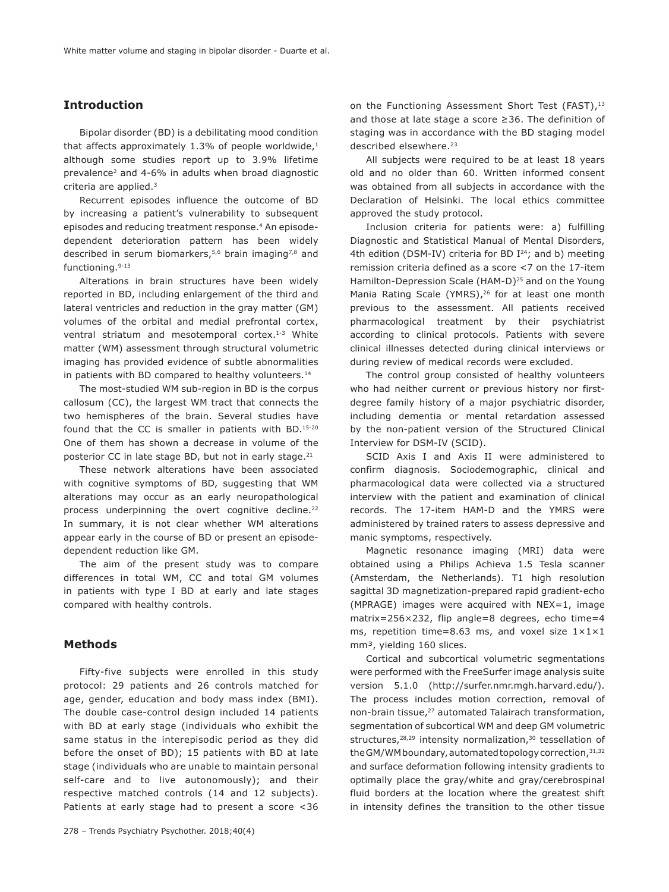## Introduction

Bipolar disorder (BD) is a debilitating mood condition that affects approximately 1.3% of people worldwide,[1] although some studies report up to 3.9% lifetime prevalence[2] and 4-6% in adults when broad diagnostic criteria are applied.[3]

Recurrent episodes influence the outcome of BD by increasing a patient's vulnerability to subsequent episodes and reducing treatment response.[4] An episode-dependent deterioration pattern has been widely described in serum biomarkers,[5,6] brain imaging[7,8] and functioning.[9-13]

Alterations in brain structures have been widely reported in BD, including enlargement of the third and lateral ventricles and reduction in the gray matter (GM) volumes of the orbital and medial prefrontal cortex, ventral striatum and mesotemporal cortex.[1-3] White matter (WM) assessment through structural volumetric imaging has provided evidence of subtle abnormalities in patients with BD compared to healthy volunteers.[14]

The most-studied WM sub-region in BD is the corpus callosum (CC), the largest WM tract that connects the two hemispheres of the brain. Several studies have found that the CC is smaller in patients with BD.[15-20] One of them has shown a decrease in volume of the posterior CC in late stage BD, but not in early stage.[21]

These network alterations have been associated with cognitive symptoms of BD, suggesting that WM alterations may occur as an early neuropathological process underpinning the overt cognitive decline.[22] In summary, it is not clear whether WM alterations appear early in the course of BD or present an episode-dependent reduction like GM.

The aim of the present study was to compare differences in total WM, CC and total GM volumes in patients with type I BD at early and late stages compared with healthy controls.

## Methods

Fifty-five subjects were enrolled in this study protocol: 29 patients and 26 controls matched for age, gender, education and body mass index (BMI). The double case-control design included 14 patients with BD at early stage (individuals who exhibit the same status in the interepisodic period as they did before the onset of BD); 15 patients with BD at late stage (individuals who are unable to maintain personal self-care and to live autonomously); and their respective matched controls (14 and 12 subjects). Patients at early stage had to present a score <36 on the Functioning Assessment Short Test (FAST),[13] and those at late stage a score ≥36. The definition of staging was in accordance with the BD staging model described elsewhere.[23]

All subjects were required to be at least 18 years old and no older than 60. Written informed consent was obtained from all subjects in accordance with the Declaration of Helsinki. The local ethics committee approved the study protocol.

Inclusion criteria for patients were: a) fulfilling Diagnostic and Statistical Manual of Mental Disorders, 4th edition (DSM-IV) criteria for BD I[24]; and b) meeting remission criteria defined as a score <7 on the 17-item Hamilton-Depression Scale (HAM-D)[25] and on the Young Mania Rating Scale (YMRS),[26] for at least one month previous to the assessment. All patients received pharmacological treatment by their psychiatrist according to clinical protocols. Patients with severe clinical illnesses detected during clinical interviews or during review of medical records were excluded.

The control group consisted of healthy volunteers who had neither current or previous history nor first-degree family history of a major psychiatric disorder, including dementia or mental retardation assessed by the non-patient version of the Structured Clinical Interview for DSM-IV (SCID).

SCID Axis I and Axis II were administered to confirm diagnosis. Sociodemographic, clinical and pharmacological data were collected via a structured interview with the patient and examination of clinical records. The 17-item HAM-D and the YMRS were administered by trained raters to assess depressive and manic symptoms, respectively.

Magnetic resonance imaging (MRI) data were obtained using a Philips Achieva 1.5 Tesla scanner (Amsterdam, the Netherlands). T1 high resolution sagittal 3D magnetization-prepared rapid gradient-echo (MPRAGE) images were acquired with NEX=1, image matrix=256×232, flip angle=8 degrees, echo time=4 ms, repetition time=8.63 ms, and voxel size 1×1×1 mm³, yielding 160 slices.

Cortical and subcortical volumetric segmentations were performed with the FreeSurfer image analysis suite version 5.1.0 (http://surfer.nmr.mgh.harvard.edu/). The process includes motion correction, removal of non-brain tissue,[27] automated Talairach transformation, segmentation of subcortical WM and deep GM volumetric structures,[28,29] intensity normalization,[30] tessellation of the GM/WM boundary, automated topology correction,[31,32] and surface deformation following intensity gradients to optimally place the gray/white and gray/cerebrospinal fluid borders at the location where the greatest shift in intensity defines the transition to the other tissue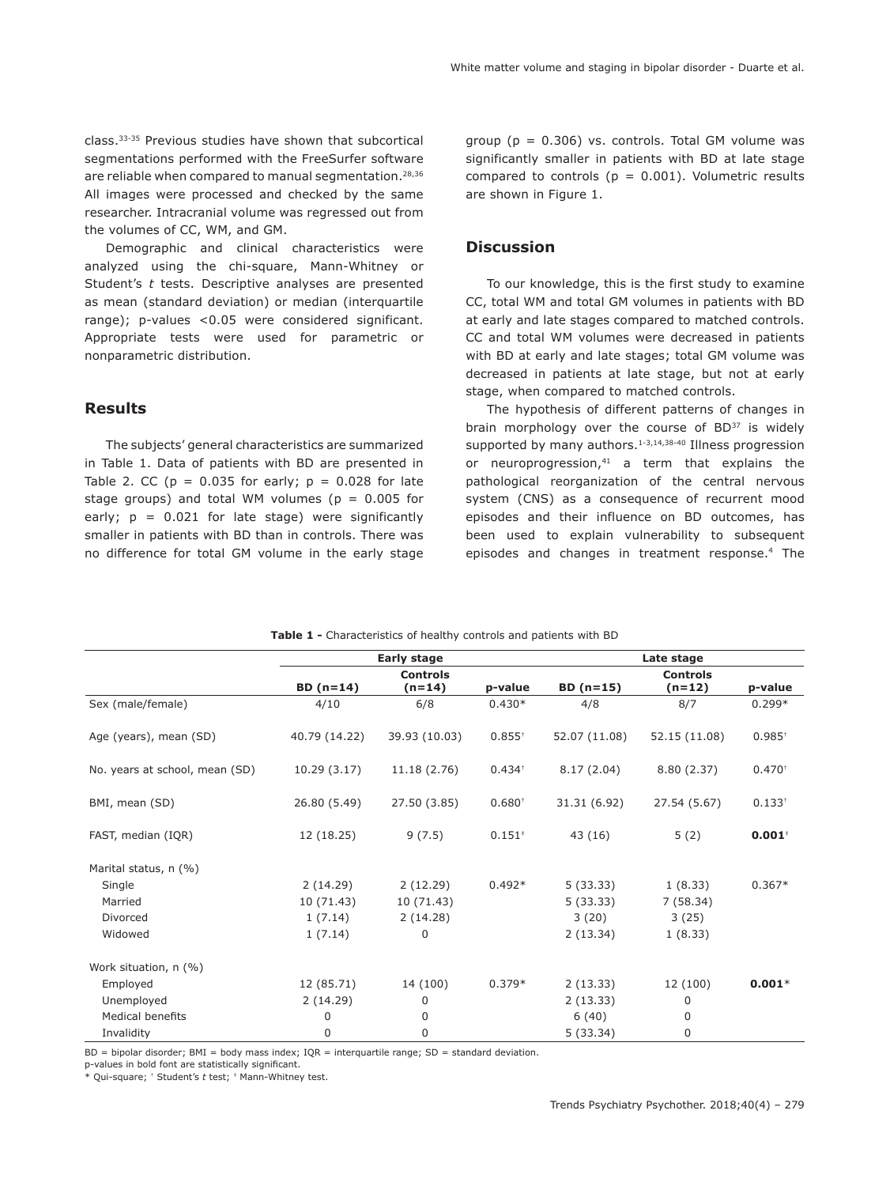class.[33-35] Previous studies have shown that subcortical segmentations performed with the FreeSurfer software are reliable when compared to manual segmentation.[28,36] All images were processed and checked by the same researcher. Intracranial volume was regressed out from the volumes of CC, WM, and GM.

Demographic and clinical characteristics were analyzed using the chi-square, Mann-Whitney or Student's *t* tests. Descriptive analyses are presented as mean (standard deviation) or median (interquartile range); p-values <0.05 were considered significant. Appropriate tests were used for parametric or nonparametric distribution.

## Results

The subjects' general characteristics are summarized in Table 1. Data of patients with BD are presented in Table 2. CC (p = 0.035 for early; p = 0.028 for late stage groups) and total WM volumes (p = 0.005 for early; p = 0.021 for late stage) were significantly smaller in patients with BD than in controls. There was no difference for total GM volume in the early stage group (p = 0.306) vs. controls. Total GM volume was significantly smaller in patients with BD at late stage compared to controls (p = 0.001). Volumetric results are shown in Figure 1.

## Discussion

To our knowledge, this is the first study to examine CC, total WM and total GM volumes in patients with BD at early and late stages compared to matched controls. CC and total WM volumes were decreased in patients with BD at early and late stages; total GM volume was decreased in patients at late stage, but not at early stage, when compared to matched controls.

The hypothesis of different patterns of changes in brain morphology over the course of BD[37] is widely supported by many authors.[1-3,14,38-40] Illness progression or neuroprogression,[41] a term that explains the pathological reorganization of the central nervous system (CNS) as a consequence of recurrent mood episodes and their influence on BD outcomes, has been used to explain vulnerability to subsequent episodes and changes in treatment response.[4] The

**Table 1 -** Characteristics of healthy controls and patients with BD

| | Early stage | | | Late stage | | |
|---|---|---|---|---|---|---|
| | BD (n=14) | Controls (n=14) | p-value | BD (n=15) | Controls (n=12) | p-value |
| Sex (male/female) | 4/10 | 6/8 | 0.430* | 4/8 | 8/7 | 0.299* |
| Age (years), mean (SD) | 40.79 (14.22) | 39.93 (10.03) | 0.855† | 52.07 (11.08) | 52.15 (11.08) | 0.985† |
| No. years at school, mean (SD) | 10.29 (3.17) | 11.18 (2.76) | 0.434† | 8.17 (2.04) | 8.80 (2.37) | 0.470† |
| BMI, mean (SD) | 26.80 (5.49) | 27.50 (3.85) | 0.680† | 31.31 (6.92) | 27.54 (5.67) | 0.133† |
| FAST, median (IQR) | 12 (18.25) | 9 (7.5) | 0.151‡ | 43 (16) | 5 (2) | **0.001**‡ |
| Marital status, n (%) | | | | | | |
| Single | 2 (14.29) | 2 (12.29) | 0.492* | 5 (33.33) | 1 (8.33) | 0.367* |
| Married | 10 (71.43) | 10 (71.43) | | 5 (33.33) | 7 (58.34) | |
| Divorced | 1 (7.14) | 2 (14.28) | | 3 (20) | 3 (25) | |
| Widowed | 1 (7.14) | 0 | | 2 (13.34) | 1 (8.33) | |
| Work situation, n (%) | | | | | | |
| Employed | 12 (85.71) | 14 (100) | 0.379* | 2 (13.33) | 12 (100) | **0.001*** |
| Unemployed | 2 (14.29) | 0 | | 2 (13.33) | 0 | |
| Medical benefits | 0 | 0 | | 6 (40) | 0 | |
| Invalidity | 0 | 0 | | 5 (33.34) | 0 | |

BD = bipolar disorder; BMI = body mass index; IQR = interquartile range; SD = standard deviation.
p-values in bold font are statistically significant.
\* Qui-square; † Student's *t* test; ‡ Mann-Whitney test.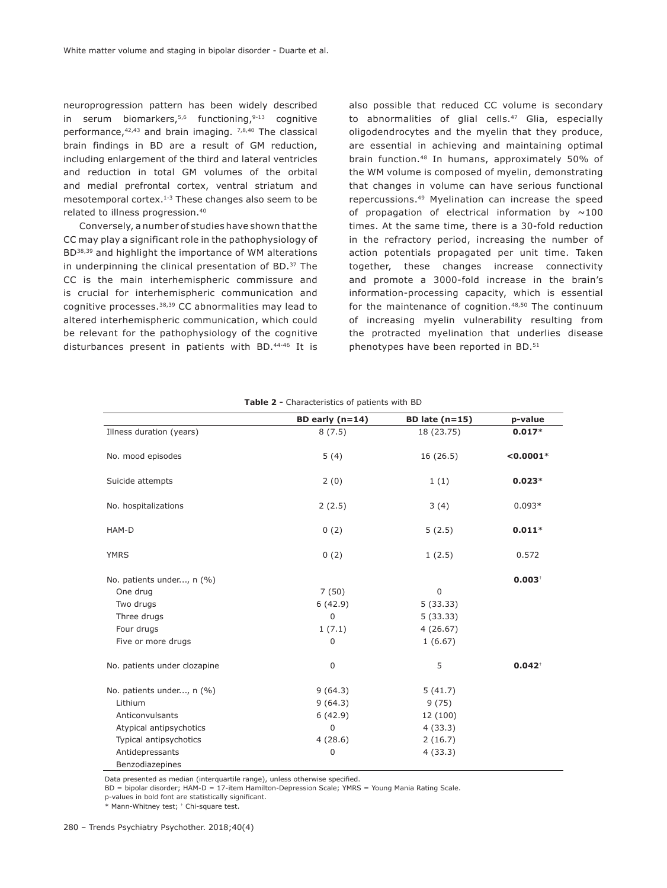neuroprogression pattern has been widely described in serum biomarkers,[5,6] functioning,[9-13] cognitive performance,[42,43] and brain imaging. [7,8,40] The classical brain findings in BD are a result of GM reduction, including enlargement of the third and lateral ventricles and reduction in total GM volumes of the orbital and medial prefrontal cortex, ventral striatum and mesotemporal cortex.[1-3] These changes also seem to be related to illness progression.[40]

Conversely, a number of studies have shown that the CC may play a significant role in the pathophysiology of BD[38,39] and highlight the importance of WM alterations in underpinning the clinical presentation of BD.[37] The CC is the main interhemispheric commissure and is crucial for interhemispheric communication and cognitive processes.[38,39] CC abnormalities may lead to altered interhemispheric communication, which could be relevant for the pathophysiology of the cognitive disturbances present in patients with BD.[44-46] It is also possible that reduced CC volume is secondary to abnormalities of glial cells.[47] Glia, especially oligodendrocytes and the myelin that they produce, are essential in achieving and maintaining optimal brain function.[48] In humans, approximately 50% of the WM volume is composed of myelin, demonstrating that changes in volume can have serious functional repercussions.[49] Myelination can increase the speed of propagation of electrical information by ~100 times. At the same time, there is a 30-fold reduction in the refractory period, increasing the number of action potentials propagated per unit time. Taken together, these changes increase connectivity and promote a 3000-fold increase in the brain's information-processing capacity, which is essential for the maintenance of cognition.[48,50] The continuum of increasing myelin vulnerability resulting from the protracted myelination that underlies disease phenotypes have been reported in BD.[51]

**Table 2 -** Characteristics of patients with BD

| | BD early (n=14) | BD late (n=15) | p-value |
|---|---|---|---|
| Illness duration (years) | 8 (7.5) | 18 (23.75) | **0.017*** |
| No. mood episodes | 5 (4) | 16 (26.5) | **<0.0001*** |
| Suicide attempts | 2 (0) | 1 (1) | **0.023*** |
| No. hospitalizations | 2 (2.5) | 3 (4) | 0.093* |
| HAM-D | 0 (2) | 5 (2.5) | **0.011*** |
| YMRS | 0 (2) | 1 (2.5) | 0.572 |
| No. patients under..., n (%) | | | **0.003**† |
| One drug | 7 (50) | 0 | |
| Two drugs | 6 (42.9) | 5 (33.33) | |
| Three drugs | 0 | 5 (33.33) | |
| Four drugs | 1 (7.1) | 4 (26.67) | |
| Five or more drugs | 0 | 1 (6.67) | |
| No. patients under clozapine | 0 | 5 | **0.042**† |
| No. patients under..., n (%) | 9 (64.3) | 5 (41.7) | |
| Lithium | 9 (64.3) | 9 (75) | |
| Anticonvulsants | 6 (42.9) | 12 (100) | |
| Atypical antipsychotics | 0 | 4 (33.3) | |
| Typical antipsychotics | 4 (28.6) | 2 (16.7) | |
| Antidepressants | 0 | 4 (33.3) | |
| Benzodiazepines | | | |

Data presented as median (interquartile range), unless otherwise specified.
BD = bipolar disorder; HAM-D = 17-item Hamilton-Depression Scale; YMRS = Young Mania Rating Scale.
p-values in bold font are statistically significant.
* Mann-Whitney test; † Chi-square test.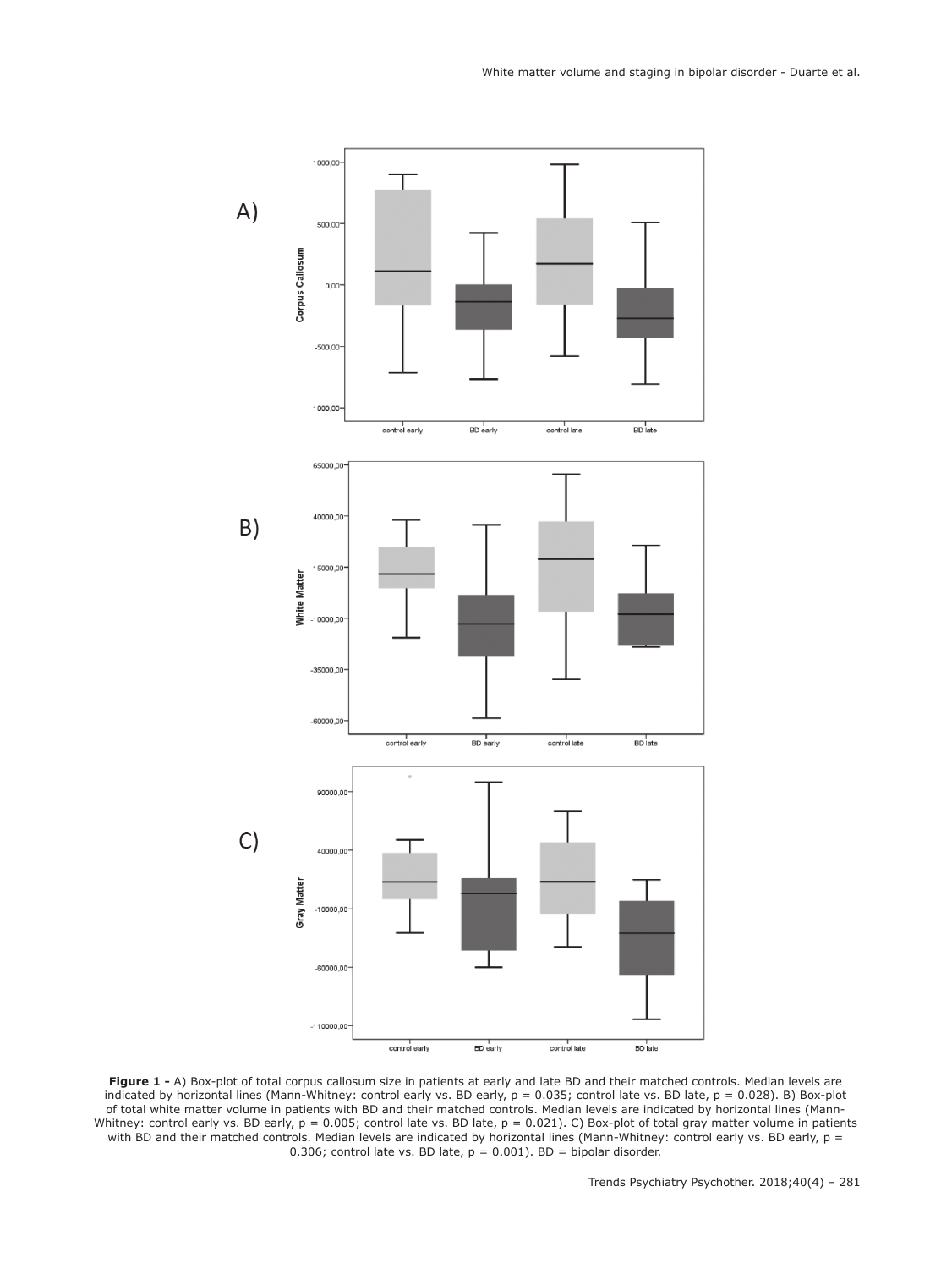**Figure 1 -** A) Box-plot of total corpus callosum size in patients at early and late BD and their matched controls. Median levels are indicated by horizontal lines (Mann-Whitney: control early vs. BD early, $p = 0.035$; control late vs. BD late, $p = 0.028$). B) Box-plot of total white matter volume in patients with BD and their matched controls. Median levels are indicated by horizontal lines (Mann-Whitney: control early vs. BD early, $p = 0.005$; control late vs. BD late, $p = 0.021$). C) Box-plot of total gray matter volume in patients with BD and their matched controls. Median levels are indicated by horizontal lines (Mann-Whitney: control early vs. BD early, $p = 0.306$; control late vs. BD late, $p = 0.001$). BD = bipolar disorder.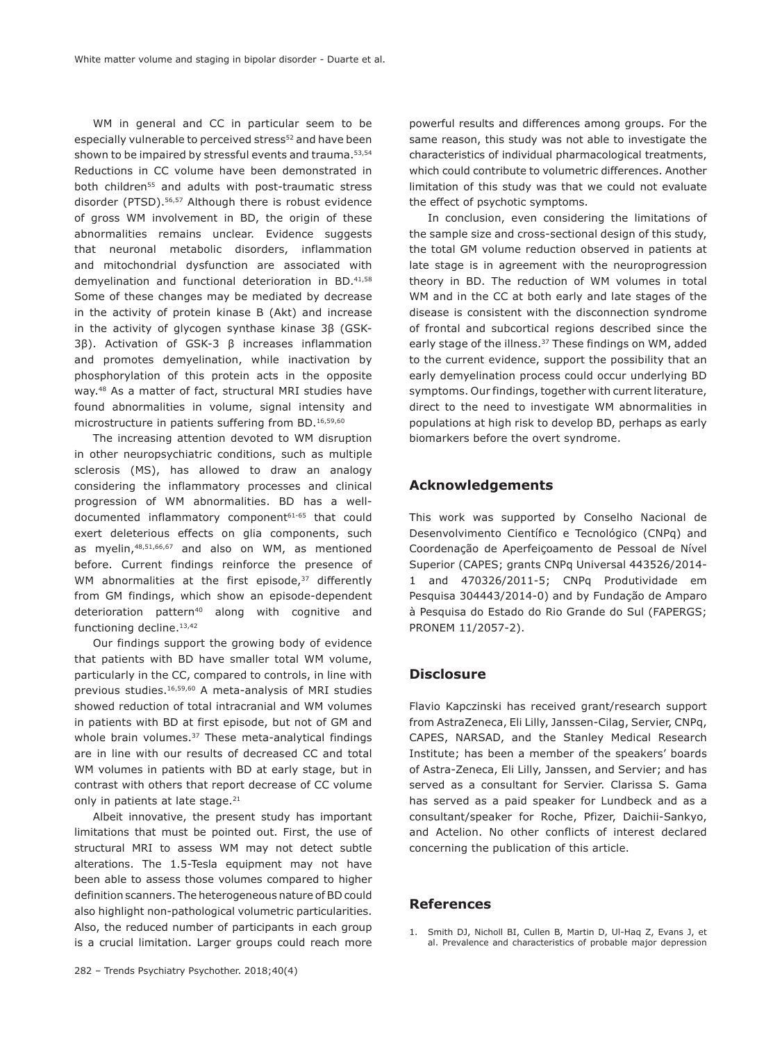WM in general and CC in particular seem to be especially vulnerable to perceived stress[52] and have been shown to be impaired by stressful events and trauma.[53,54] Reductions in CC volume have been demonstrated in both children[55] and adults with post-traumatic stress disorder (PTSD).[56,57] Although there is robust evidence of gross WM involvement in BD, the origin of these abnormalities remains unclear. Evidence suggests that neuronal metabolic disorders, inflammation and mitochondrial dysfunction are associated with demyelination and functional deterioration in BD.[41,58] Some of these changes may be mediated by decrease in the activity of protein kinase B (Akt) and increase in the activity of glycogen synthase kinase 3β (GSK-3β). Activation of GSK-3 β increases inflammation and promotes demyelination, while inactivation by phosphorylation of this protein acts in the opposite way.[48] As a matter of fact, structural MRI studies have found abnormalities in volume, signal intensity and microstructure in patients suffering from BD.[16,59,60]

The increasing attention devoted to WM disruption in other neuropsychiatric conditions, such as multiple sclerosis (MS), has allowed to draw an analogy considering the inflammatory processes and clinical progression of WM abnormalities. BD has a well-documented inflammatory component[61-65] that could exert deleterious effects on glia components, such as myelin,[48,51,66,67] and also on WM, as mentioned before. Current findings reinforce the presence of WM abnormalities at the first episode,[37] differently from GM findings, which show an episode-dependent deterioration pattern[40] along with cognitive and functioning decline.[13,42]

Our findings support the growing body of evidence that patients with BD have smaller total WM volume, particularly in the CC, compared to controls, in line with previous studies.[16,59,60] A meta-analysis of MRI studies showed reduction of total intracranial and WM volumes in patients with BD at first episode, but not of GM and whole brain volumes.[37] These meta-analytical findings are in line with our results of decreased CC and total WM volumes in patients with BD at early stage, but in contrast with others that report decrease of CC volume only in patients at late stage.[21]

Albeit innovative, the present study has important limitations that must be pointed out. First, the use of structural MRI to assess WM may not detect subtle alterations. The 1.5-Tesla equipment may not have been able to assess those volumes compared to higher definition scanners. The heterogeneous nature of BD could also highlight non-pathological volumetric particularities. Also, the reduced number of participants in each group is a crucial limitation. Larger groups could reach more powerful results and differences among groups. For the same reason, this study was not able to investigate the characteristics of individual pharmacological treatments, which could contribute to volumetric differences. Another limitation of this study was that we could not evaluate the effect of psychotic symptoms.

In conclusion, even considering the limitations of the sample size and cross-sectional design of this study, the total GM volume reduction observed in patients at late stage is in agreement with the neuroprogression theory in BD. The reduction of WM volumes in total WM and in the CC at both early and late stages of the disease is consistent with the disconnection syndrome of frontal and subcortical regions described since the early stage of the illness.[37] These findings on WM, added to the current evidence, support the possibility that an early demyelination process could occur underlying BD symptoms. Our findings, together with current literature, direct to the need to investigate WM abnormalities in populations at high risk to develop BD, perhaps as early biomarkers before the overt syndrome.

## Acknowledgements

This work was supported by Conselho Nacional de Desenvolvimento Científico e Tecnológico (CNPq) and Coordenação de Aperfeiçoamento de Pessoal de Nível Superior (CAPES; grants CNPq Universal 443526/2014-1 and 470326/2011-5; CNPq Produtividade em Pesquisa 304443/2014-0) and by Fundação de Amparo à Pesquisa do Estado do Rio Grande do Sul (FAPERGS; PRONEM 11/2057-2).

## Disclosure

Flavio Kapczinski has received grant/research support from AstraZeneca, Eli Lilly, Janssen-Cilag, Servier, CNPq, CAPES, NARSAD, and the Stanley Medical Research Institute; has been a member of the speakers' boards of Astra-Zeneca, Eli Lilly, Janssen, and Servier; and has served as a consultant for Servier. Clarissa S. Gama has served as a paid speaker for Lundbeck and as a consultant/speaker for Roche, Pfizer, Daichii-Sankyo, and Actelion. No other conflicts of interest declared concerning the publication of this article.

## References

1. Smith DJ, Nicholl BI, Cullen B, Martin D, Ul-Haq Z, Evans J, et al. Prevalence and characteristics of probable major depression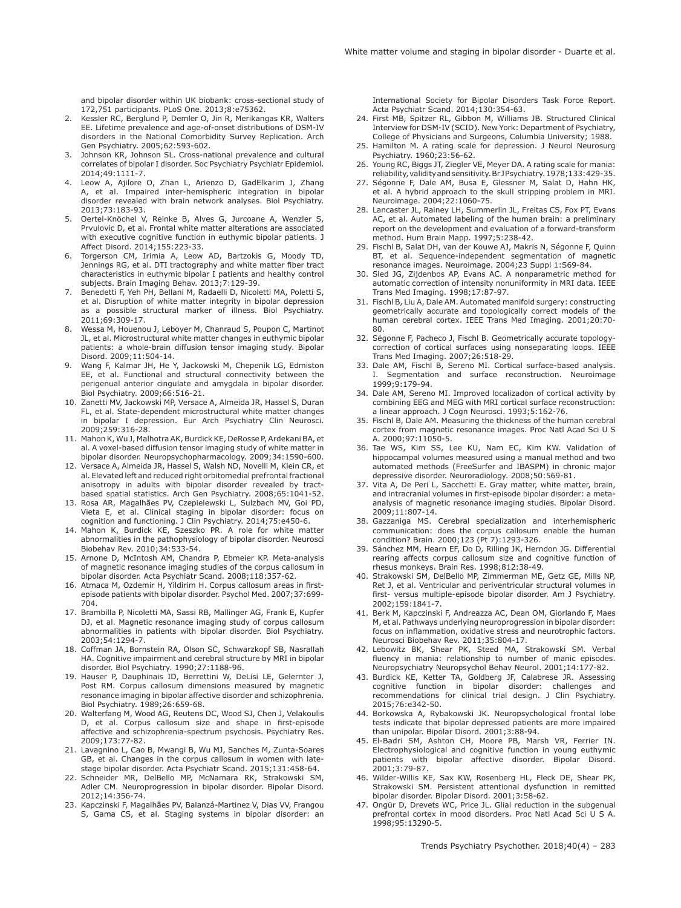and bipolar disorder within UK biobank: cross-sectional study of 172,751 participants. PLoS One. 2013;8:e75362.

2. Kessler RC, Berglund P, Demler O, Jin R, Merikangas KR, Walters EE. Lifetime prevalence and age-of-onset distributions of DSM-IV disorders in the National Comorbidity Survey Replication. Arch Gen Psychiatry. 2005;62:593-602.
3. Johnson KR, Johnson SL. Cross-national prevalence and cultural correlates of bipolar I disorder. Soc Psychiatry Psychiatr Epidemiol. 2014;49:1111-7.
4. Leow A, Ajilore O, Zhan L, Arienzo D, GadElkarim J, Zhang A, et al. Impaired inter-hemispheric integration in bipolar disorder revealed with brain network analyses. Biol Psychiatry. 2013;73:183-93.
5. Oertel-Knöchel V, Reinke B, Alves G, Jurcoane A, Wenzler S, Prvulovic D, et al. Frontal white matter alterations are associated with executive cognitive function in euthymic bipolar patients. J Affect Disord. 2014;155:223-33.
6. Torgerson CM, Irimia A, Leow AD, Bartzokis G, Moody TD, Jennings RG, et al. DTI tractography and white matter fiber tract characteristics in euthymic bipolar I patients and healthy control subjects. Brain Imaging Behav. 2013;7:129-39.
7. Benedetti F, Yeh PH, Bellani M, Radaelli D, Nicoletti MA, Poletti S, et al. Disruption of white matter integrity in bipolar depression as a possible structural marker of illness. Biol Psychiatry. 2011;69:309-17.
8. Wessa M, Houenou J, Leboyer M, Chanraud S, Poupon C, Martinot JL, et al. Microstructural white matter changes in euthymic bipolar patients: a whole-brain diffusion tensor imaging study. Bipolar Disord. 2009;11:504-14.
9. Wang F, Kalmar JH, He Y, Jackowski M, Chepenik LG, Edmiston EE, et al. Functional and structural connectivity between the perigenual anterior cingulate and amygdala in bipolar disorder. Biol Psychiatry. 2009;66:516-21.
10. Zanetti MV, Jackowski MP, Versace A, Almeida JR, Hassel S, Duran FL, et al. State-dependent microstructural white matter changes in bipolar I depression. Eur Arch Psychiatry Clin Neurosci. 2009;259:316-28.
11. Mahon K, Wu J, Malhotra AK, Burdick KE, DeRosse P, Ardekani BA, et al. A voxel-based diffusion tensor imaging study of white matter in bipolar disorder. Neuropsychopharmacology. 2009;34:1590-600.
12. Versace A, Almeida JR, Hassel S, Walsh ND, Novelli M, Klein CR, et al. Elevated left and reduced right orbitomedial prefrontal fractional anisotropy in adults with bipolar disorder revealed by tract-based spatial statistics. Arch Gen Psychiatry. 2008;65:1041-52.
13. Rosa AR, Magalhães PV, Czepielewski L, Sulzbach MV, Goi PD, Vieta E, et al. Clinical staging in bipolar disorder: focus on cognition and functioning. J Clin Psychiatry. 2014;75:e450-6.
14. Mahon K, Burdick KE, Szeszko PR. A role for white matter abnormalities in the pathophysiology of bipolar disorder. Neurosci Biobehav Rev. 2010;34:533-54.
15. Arnone D, McIntosh AM, Chandra P, Ebmeier KP. Meta-analysis of magnetic resonance imaging studies of the corpus callosum in bipolar disorder. Acta Psychiatr Scand. 2008;118:357-62.
16. Atmaca M, Ozdemir H, Yildirim H. Corpus callosum areas in first-episode patients with bipolar disorder. Psychol Med. 2007;37:699-704.
17. Brambilla P, Nicoletti MA, Sassi RB, Mallinger AG, Frank E, Kupfer DJ, et al. Magnetic resonance imaging study of corpus callosum abnormalities in patients with bipolar disorder. Biol Psychiatry. 2003;54:1294-7.
18. Coffman JA, Bornstein RA, Olson SC, Schwarzkopf SB, Nasrallah HA. Cognitive impairment and cerebral structure by MRI in bipolar disorder. Biol Psychiatry. 1990;27:1188-96.
19. Hauser P, Dauphinais ID, Berrettini W, DeLisi LE, Gelernter J, Post RM. Corpus callosum dimensions measured by magnetic resonance imaging in bipolar affective disorder and schizophrenia. Biol Psychiatry. 1989;26:659-68.
20. Walterfang M, Wood AG, Reutens DC, Wood SJ, Chen J, Velakoulis D, et al. Corpus callosum size and shape in first-episode affective and schizophrenia-spectrum psychosis. Psychiatry Res. 2009;173:77-82.
21. Lavagnino L, Cao B, Mwangi B, Wu MJ, Sanches M, Zunta-Soares GB, et al. Changes in the corpus callosum in women with late-stage bipolar disorder. Acta Psychiatr Scand. 2015;131:458-64.
22. Schneider MR, DelBello MP, McNamara RK, Strakowski SM, Adler CM. Neuroprogression in bipolar disorder. Bipolar Disord. 2012;14:356-74.
23. Kapczinski F, Magalhães PV, Balanzá-Martinez V, Dias VV, Frangou S, Gama CS, et al. Staging systems in bipolar disorder: an International Society for Bipolar Disorders Task Force Report. Acta Psychiatr Scand. 2014;130:354-63.
24. First MB, Spitzer RL, Gibbon M, Williams JB. Structured Clinical Interview for DSM-IV (SCID). New York: Department of Psychiatry, College of Physicians and Surgeons, Columbia University; 1988.
25. Hamilton M. A rating scale for depression. J Neurol Neurosurg Psychiatry. 1960;23:56-62.
26. Young RC, Biggs JT, Ziegler VE, Meyer DA. A rating scale for mania: reliability, validity and sensitivity. Br J Psychiatry. 1978;133:429-35.
27. Ségonne F, Dale AM, Busa E, Glessner M, Salat D, Hahn HK, et al. A hybrid approach to the skull stripping problem in MRI. Neuroimage. 2004;22:1060-75.
28. Lancaster JL, Rainey LH, Summerlin JL, Freitas CS, Fox PT, Evans AC, et al. Automated labeling of the human brain: a preliminary report on the development and evaluation of a forward-transform method. Hum Brain Mapp. 1997;5:238-42.
29. Fischl B, Salat DH, van der Kouwe AJ, Makris N, Ségonne F, Quinn BT, et al. Sequence-independent segmentation of magnetic resonance images. Neuroimage. 2004;23 Suppl 1:S69-84.
30. Sled JG, Zijdenbos AP, Evans AC. A nonparametric method for automatic correction of intensity nonuniformity in MRI data. IEEE Trans Med Imaging. 1998;17:87-97.
31. Fischl B, Liu A, Dale AM. Automated manifold surgery: constructing geometrically accurate and topologically correct models of the human cerebral cortex. IEEE Trans Med Imaging. 2001;20:70-80.
32. Ségonne F, Pacheco J, Fischl B. Geometrically accurate topology-correction of cortical surfaces using nonseparating loops. IEEE Trans Med Imaging. 2007;26:518-29.
33. Dale AM, Fischl B, Sereno MI. Cortical surface-based analysis. I. Segmentation and surface reconstruction. Neuroimage 1999;9:179-94.
34. Dale AM, Sereno MI. Improved localizadon of cortical activity by combining EEG and MEG with MRI cortical surface reconstruction: a linear approach. J Cogn Neurosci. 1993;5:162-76.
35. Fischl B, Dale AM. Measuring the thickness of the human cerebral cortex from magnetic resonance images. Proc Natl Acad Sci U S A. 2000;97:11050-5.
36. Tae WS, Kim SS, Lee KU, Nam EC, Kim KW. Validation of hippocampal volumes measured using a manual method and two automated methods (FreeSurfer and IBASPM) in chronic major depressive disorder. Neuroradiology. 2008;50:569-81.
37. Vita A, De Peri L, Sacchetti E. Gray matter, white matter, brain, and intracranial volumes in first-episode bipolar disorder: a meta-analysis of magnetic resonance imaging studies. Bipolar Disord. 2009;11:807-14.
38. Gazzaniga MS. Cerebral specialization and interhemispheric communication: does the corpus callosum enable the human condition? Brain. 2000;123 (Pt 7):1293-326.
39. Sánchez MM, Hearn EF, Do D, Rilling JK, Herndon JG. Differential rearing affects corpus callosum size and cognitive function of rhesus monkeys. Brain Res. 1998;812:38-49.
40. Strakowski SM, DelBello MP, Zimmerman ME, Getz GE, Mills NP, Ret J, et al. Ventricular and periventricular structural volumes in first- versus multiple-episode bipolar disorder. Am J Psychiatry. 2002;159:1841-7.
41. Berk M, Kapczinski F, Andreazza AC, Dean OM, Giorlando F, Maes M, et al. Pathways underlying neuroprogression in bipolar disorder: focus on inflammation, oxidative stress and neurotrophic factors. Neurosci Biobehav Rev. 2011;35:804-17.
42. Lebowitz BK, Shear PK, Steed MA, Strakowski SM. Verbal fluency in mania: relationship to number of manic episodes. Neuropsychiatry Neuropsychol Behav Neurol. 2001;14:177-82.
43. Burdick KE, Ketter TA, Goldberg JF, Calabrese JR. Assessing cognitive function in bipolar disorder: challenges and recommendations for clinical trial design. J Clin Psychiatry. 2015;76:e342-50.
44. Borkowska A, Rybakowski JK. Neuropsychological frontal lobe tests indicate that bipolar depressed patients are more impaired than unipolar. Bipolar Disord. 2001;3:88-94.
45. El-Badri SM, Ashton CH, Moore PB, Marsh VR, Ferrier IN. Electrophysiological and cognitive function in young euthymic patients with bipolar affective disorder. Bipolar Disord. 2001;3:79-87.
46. Wilder-Willis KE, Sax KW, Rosenberg HL, Fleck DE, Shear PK, Strakowski SM. Persistent attentional dysfunction in remitted bipolar disorder. Bipolar Disord. 2001;3:58-62.
47. Ongür D, Drevets WC, Price JL. Glial reduction in the subgenual prefrontal cortex in mood disorders. Proc Natl Acad Sci U S A. 1998;95:13290-5.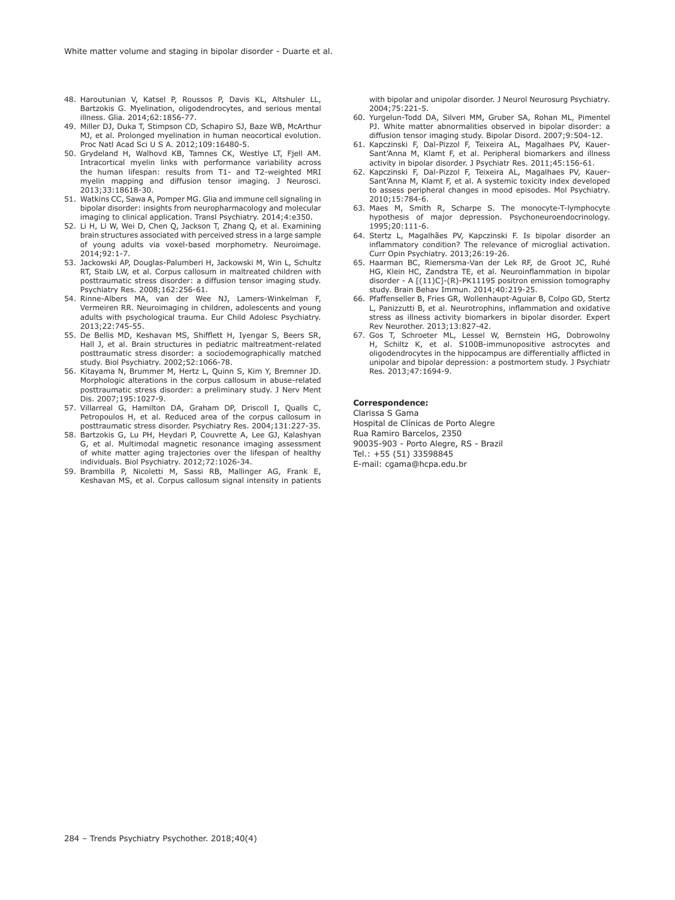48. Haroutunian V, Katsel P, Roussos P, Davis KL, Altshuler LL, Bartzokis G. Myelination, oligodendrocytes, and serious mental illness. Glia. 2014;62:1856-77.
49. Miller DJ, Duka T, Stimpson CD, Schapiro SJ, Baze WB, McArthur MJ, et al. Prolonged myelination in human neocortical evolution. Proc Natl Acad Sci U S A. 2012;109:16480-5.
50. Grydeland H, Walhovd KB, Tamnes CK, Westlye LT, Fjell AM. Intracortical myelin links with performance variability across the human lifespan: results from T1- and T2-weighted MRI myelin mapping and diffusion tensor imaging. J Neurosci. 2013;33:18618-30.
51. Watkins CC, Sawa A, Pomper MG. Glia and immune cell signaling in bipolar disorder: insights from neuropharmacology and molecular imaging to clinical application. Transl Psychiatry. 2014;4:e350.
52. Li H, Li W, Wei D, Chen Q, Jackson T, Zhang Q, et al. Examining brain structures associated with perceived stress in a large sample of young adults via voxel-based morphometry. Neuroimage. 2014;92:1-7.
53. Jackowski AP, Douglas-Palumberi H, Jackowski M, Win L, Schultz RT, Staib LW, et al. Corpus callosum in maltreated children with posttraumatic stress disorder: a diffusion tensor imaging study. Psychiatry Res. 2008;162:256-61.
54. Rinne-Albers MA, van der Wee NJ, Lamers-Winkelman F, Vermeiren RR. Neuroimaging in children, adolescents and young adults with psychological trauma. Eur Child Adolesc Psychiatry. 2013;22:745-55.
55. De Bellis MD, Keshavan MS, Shifflett H, Iyengar S, Beers SR, Hall J, et al. Brain structures in pediatric maltreatment-related posttraumatic stress disorder: a sociodemographically matched study. Biol Psychiatry. 2002;52:1066-78.
56. Kitayama N, Brummer M, Hertz L, Quinn S, Kim Y, Bremner JD. Morphologic alterations in the corpus callosum in abuse-related posttraumatic stress disorder: a preliminary study. J Nerv Ment Dis. 2007;195:1027-9.
57. Villarreal G, Hamilton DA, Graham DP, Driscoll I, Qualls C, Petropoulos H, et al. Reduced area of the corpus callosum in posttraumatic stress disorder. Psychiatry Res. 2004;131:227-35.
58. Bartzokis G, Lu PH, Heydari P, Couvrette A, Lee GJ, Kalashyan G, et al. Multimodal magnetic resonance imaging assessment of white matter aging trajectories over the lifespan of healthy individuals. Biol Psychiatry. 2012;72:1026-34.
59. Brambilla P, Nicoletti M, Sassi RB, Mallinger AG, Frank E, Keshavan MS, et al. Corpus callosum signal intensity in patients with bipolar and unipolar disorder. J Neurol Neurosurg Psychiatry. 2004;75:221-5.
60. Yurgelun-Todd DA, Silveri MM, Gruber SA, Rohan ML, Pimentel PJ. White matter abnormalities observed in bipolar disorder: a diffusion tensor imaging study. Bipolar Disord. 2007;9:504-12.
61. Kapczinski F, Dal-Pizzol F, Teixeira AL, Magalhaes PV, Kauer-Sant'Anna M, Klamt F, et al. Peripheral biomarkers and illness activity in bipolar disorder. J Psychiatr Res. 2011;45:156-61.
62. Kapczinski F, Dal-Pizzol F, Teixeira AL, Magalhaes PV, Kauer-Sant'Anna M, Klamt F, et al. A systemic toxicity index developed to assess peripheral changes in mood episodes. Mol Psychiatry. 2010;15:784-6.
63. Maes M, Smith R, Scharpe S. The monocyte-T-lymphocyte hypothesis of major depression. Psychoneuroendocrinology. 1995;20:111-6.
64. Stertz L, Magalhães PV, Kapczinski F. Is bipolar disorder an inflammatory condition? The relevance of microglial activation. Curr Opin Psychiatry. 2013;26:19-26.
65. Haarman BC, Riemersma-Van der Lek RF, de Groot JC, Ruhé HG, Klein HC, Zandstra TE, et al. Neuroinflammation in bipolar disorder - A [(11)C]-(R)-PK11195 positron emission tomography study. Brain Behav Immun. 2014;40:219-25.
66. Pfaffenseller B, Fries GR, Wollenhaupt-Aguiar B, Colpo GD, Stertz L, Panizzutti B, et al. Neurotrophins, inflammation and oxidative stress as illness activity biomarkers in bipolar disorder. Expert Rev Neurother. 2013;13:827-42.
67. Gos T, Schroeter ML, Lessel W, Bernstein HG, Dobrowolny H, Schiltz K, et al. S100B-immunopositive astrocytes and oligodendrocytes in the hippocampus are differentially afflicted in unipolar and bipolar depression: a postmortem study. J Psychiatr Res. 2013;47:1694-9.

**Correspondence:**
Clarissa S Gama
Hospital de Clínicas de Porto Alegre
Rua Ramiro Barcelos, 2350
90035-903 - Porto Alegre, RS - Brazil
Tel.: +55 (51) 33598845
E-mail: cgama@hcpa.edu.br